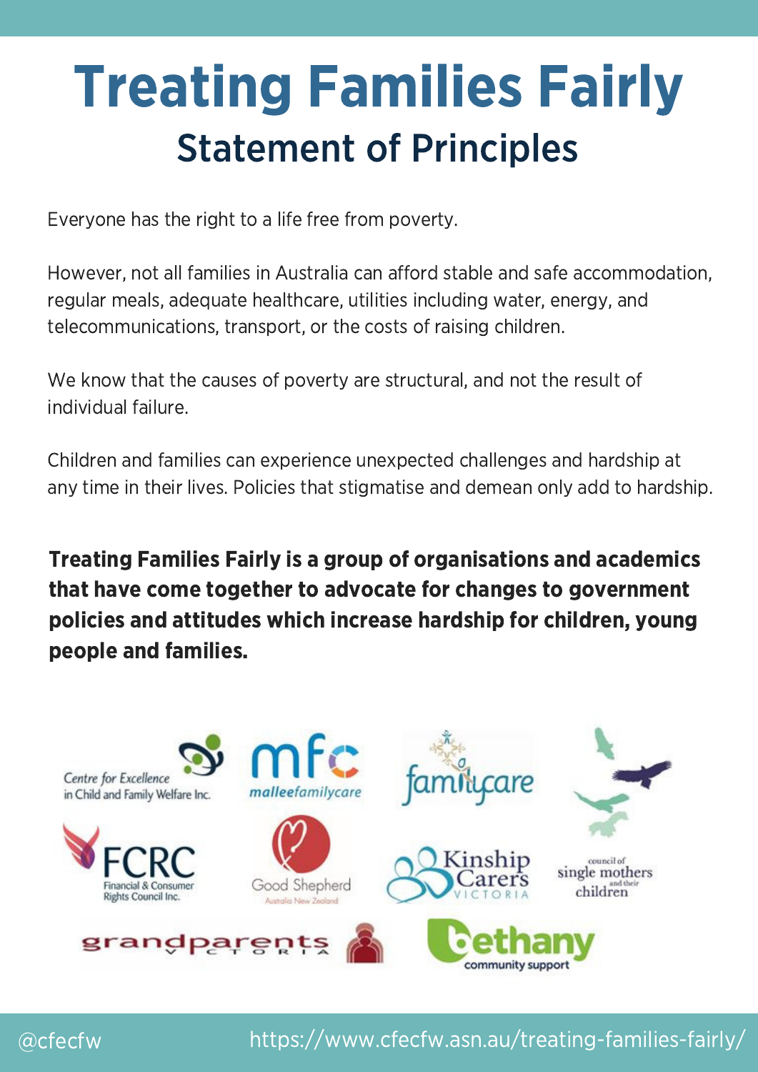# Treating Families Fairly

## Statement of Principles

Everyone has the right to a life free from poverty.

However, not all families in Australia can afford stable and safe accommodation, regular meals, adequate healthcare, utilities including water, energy, and telecommunications, transport, or the costs of raising children.

We know that the causes of poverty are structural, and not the result of individual failure.

Children and families can experience unexpected challenges and hardship at any time in their lives. Policies that stigmatise and demean only add to hardship.

**Treating Families Fairly is a group of organisations and academics that have come together to advocate for changes to government policies and attitudes which increase hardship for children, young people and families.**

Centre for Excellence in Child and Family Welfare Inc.

mfc malleefamilycare

familycare

council of single mothers and their children

FCRC Financial & Consumer Rights Council Inc.

Good Shepherd Australia New Zealand

Kinship Carers Victoria

grandparents Victoria

bethany community support

@cfecfw

https://www.cfecfw.asn.au/treating-families-fairly/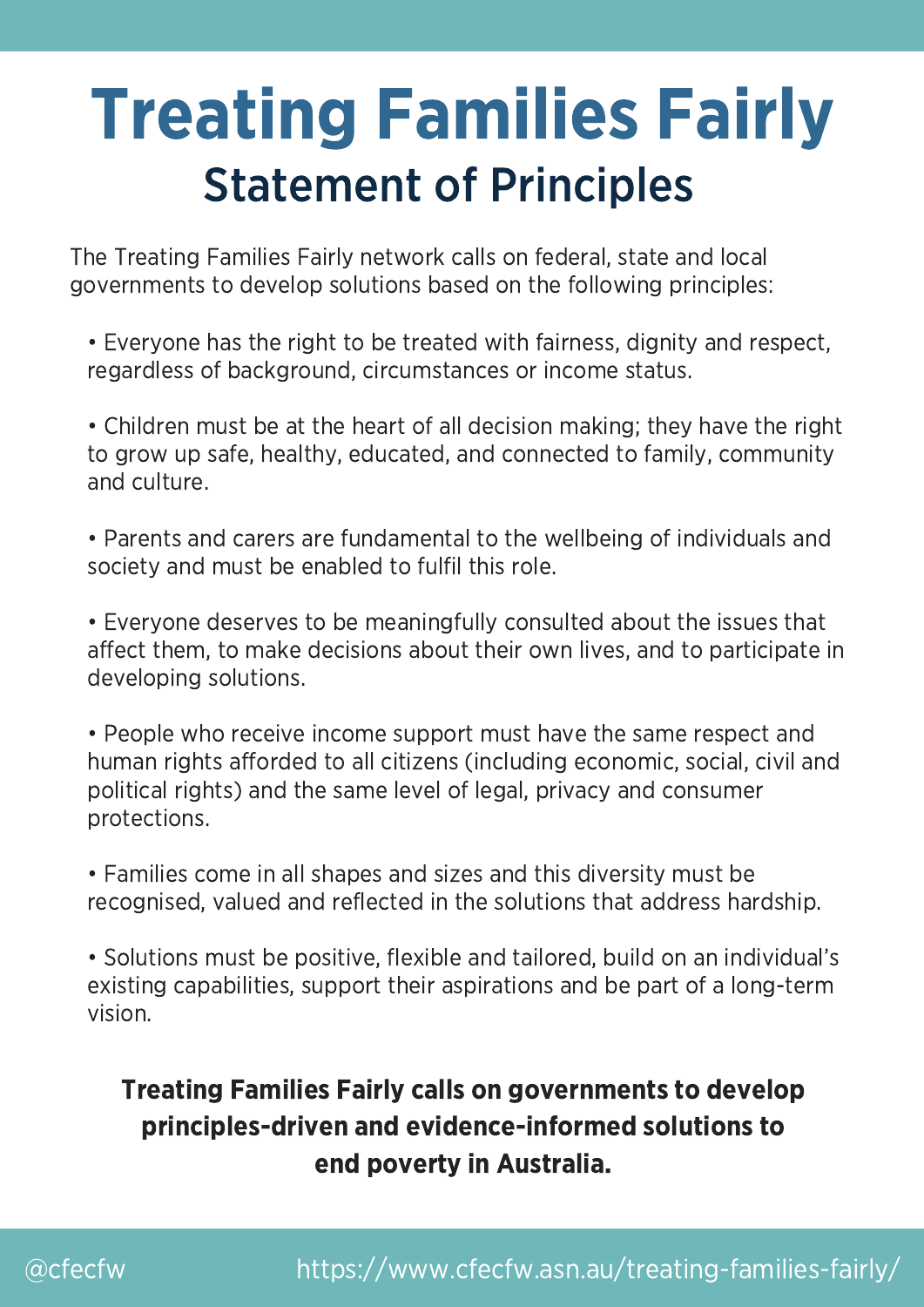# Treating Families Fairly

## Statement of Principles

The Treating Families Fairly network calls on federal, state and local governments to develop solutions based on the following principles:

- Everyone has the right to be treated with fairness, dignity and respect, regardless of background, circumstances or income status.
- Children must be at the heart of all decision making; they have the right to grow up safe, healthy, educated, and connected to family, community and culture.
- Parents and carers are fundamental to the wellbeing of individuals and society and must be enabled to fulfil this role.
- Everyone deserves to be meaningfully consulted about the issues that affect them, to make decisions about their own lives, and to participate in developing solutions.
- People who receive income support must have the same respect and human rights afforded to all citizens (including economic, social, civil and political rights) and the same level of legal, privacy and consumer protections.
- Families come in all shapes and sizes and this diversity must be recognised, valued and reflected in the solutions that address hardship.
- Solutions must be positive, flexible and tailored, build on an individual's existing capabilities, support their aspirations and be part of a long-term vision.

**Treating Families Fairly calls on governments to develop principles-driven and evidence-informed solutions to end poverty in Australia.**

@cfecfw https://www.cfecfw.asn.au/treating-families-fairly/